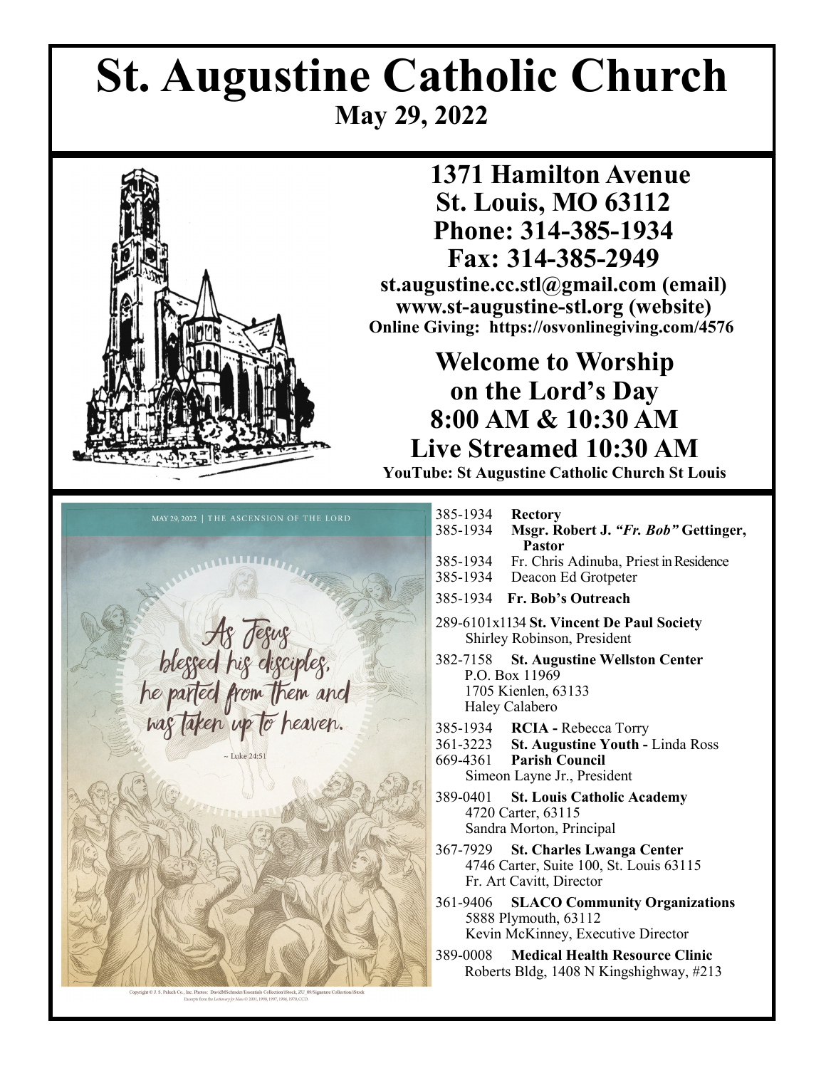# St. Augustine Catholic Church

**May 29, 2022**

**1371 Hamilton Avenue**
**St. Louis, MO 63112**
**Phone: 314-385-1934**
**Fax: 314-385-2949**

**st.augustine.cc.stl@gmail.com (email)**
**www.st-augustine-stl.org (website)**
**Online Giving: https://osvonlinegiving.com/4576**

## Welcome to Worship on the Lord's Day 8:00 AM & 10:30 AM Live Streamed 10:30 AM

**YouTube: St Augustine Catholic Church St Louis**

MAY 29, 2022 | THE ASCENSION OF THE LORD

As Jesus blessed his disciples, he parted from them and was taken up to heaven.

~ Luke 24:51

Copyright © J. S. Paluch Co., Inc. Photos: DavidMSchrader/Essentials Collection/iStock, ZU_09/Signature Collection/iStock
Excerpts from the Lectionary for Mass © 2001, 1998, 1997, 1986, 1970, CCD.

385-1934 **Rectory**

385-1934 **Msgr. Robert J. *"Fr. Bob"* Gettinger, Pastor**

385-1934 Fr. Chris Adinuba, Priest in Residence

385-1934 Deacon Ed Grotpeter

385-1934 **Fr. Bob's Outreach**

289-6101x1134 **St. Vincent De Paul Society**
Shirley Robinson, President

382-7158 **St. Augustine Wellston Center**
P.O. Box 11969
1705 Kienlen, 63133
Haley Calabero

385-1934 **RCIA -** Rebecca Torry

361-3223 **St. Augustine Youth -** Linda Ross

669-4361 **Parish Council**
Simeon Layne Jr., President

389-0401 **St. Louis Catholic Academy**
4720 Carter, 63115
Sandra Morton, Principal

367-7929 **St. Charles Lwanga Center**
4746 Carter, Suite 100, St. Louis 63115
Fr. Art Cavitt, Director

361-9406 **SLACO Community Organizations**
5888 Plymouth, 63112
Kevin McKinney, Executive Director

389-0008 **Medical Health Resource Clinic**
Roberts Bldg, 1408 N Kingshighway, #213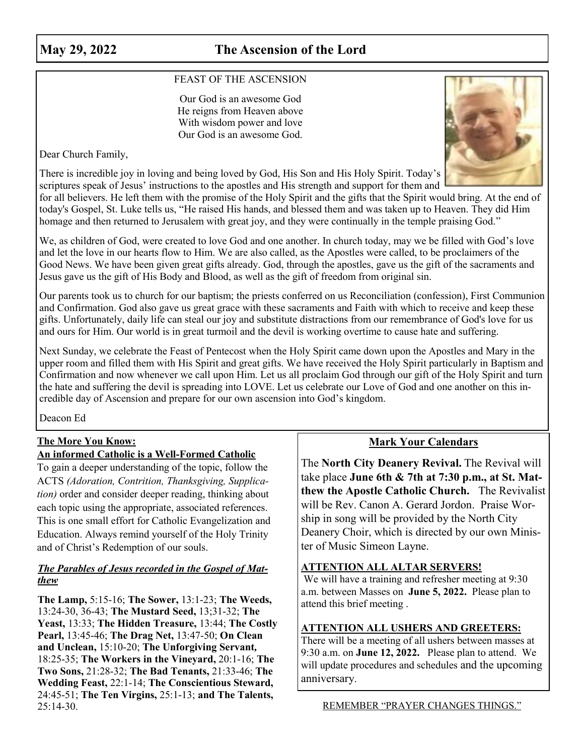## May 29, 2022 The Ascension of the Lord

FEAST OF THE ASCENSION

Our God is an awesome God
He reigns from Heaven above
With wisdom power and love
Our God is an awesome God.

Dear Church Family,

There is incredible joy in loving and being loved by God, His Son and His Holy Spirit. Today's scriptures speak of Jesus' instructions to the apostles and His strength and support for them and for all believers. He left them with the promise of the Holy Spirit and the gifts that the Spirit would bring. At the end of today's Gospel, St. Luke tells us, "He raised His hands, and blessed them and was taken up to Heaven. They did Him homage and then returned to Jerusalem with great joy, and they were continually in the temple praising God."

We, as children of God, were created to love God and one another. In church today, may we be filled with God's love and let the love in our hearts flow to Him. We are also called, as the Apostles were called, to be proclaimers of the Good News. We have been given great gifts already. God, through the apostles, gave us the gift of the sacraments and Jesus gave us the gift of His Body and Blood, as well as the gift of freedom from original sin.

Our parents took us to church for our baptism; the priests conferred on us Reconciliation (confession), First Communion and Confirmation. God also gave us great grace with these sacraments and Faith with which to receive and keep these gifts. Unfortunately, daily life can steal our joy and substitute distractions from our remembrance of God's love for us and ours for Him. Our world is in great turmoil and the devil is working overtime to cause hate and suffering.

Next Sunday, we celebrate the Feast of Pentecost when the Holy Spirit came down upon the Apostles and Mary in the upper room and filled them with His Spirit and great gifts. We have received the Holy Spirit particularly in Baptism and Confirmation and now whenever we call upon Him. Let us all proclaim God through our gift of the Holy Spirit and turn the hate and suffering the devil is spreading into LOVE. Let us celebrate our Love of God and one another on this incredible day of Ascension and prepare for our own ascension into God's kingdom.

Deacon Ed

**The More You Know:**
**An informed Catholic is a Well-Formed Catholic**

To gain a deeper understanding of the topic, follow the ACTS *(Adoration, Contrition, Thanksgiving, Supplication)* order and consider deeper reading, thinking about each topic using the appropriate, associated references. This is one small effort for Catholic Evangelization and Education. Always remind yourself of the Holy Trinity and of Christ's Redemption of our souls.

***The Parables of Jesus recorded in the Gospel of Matthew***

**The Lamp,** 5:15-16; **The Sower,** 13:1-23; **The Weeds,** 13:24-30, 36-43; **The Mustard Seed,** 13;31-32; **The Yeast,** 13:33; **The Hidden Treasure,** 13:44; **The Costly Pearl,** 13:45-46; **The Drag Net,** 13:47-50; **On Clean and Unclean,** 15:10-20; **The Unforgiving Servant,** 18:25-35; **The Workers in the Vineyard,** 20:1-16; **The Two Sons,** 21:28-32; **The Bad Tenants,** 21:33-46; **The Wedding Feast,** 22:1-14; **The Conscientious Steward,** 24:45-51; **The Ten Virgins,** 25:1-13; **and The Talents,** 25:14-30.

**Mark Your Calendars**

The **North City Deanery Revival.** The Revival will take place **June 6th & 7th at 7:30 p.m., at St. Matthew the Apostle Catholic Church.** The Revivalist will be Rev. Canon A. Gerard Jordon. Praise Worship in song will be provided by the North City Deanery Choir, which is directed by our own Minister of Music Simeon Layne.

**ATTENTION ALL ALTAR SERVERS!**

We will have a training and refresher meeting at 9:30 a.m. between Masses on **June 5, 2022.** Please plan to attend this brief meeting .

**ATTENTION ALL USHERS AND GREETERS:**

There will be a meeting of all ushers between masses at 9:30 a.m. on **June 12, 2022.** Please plan to attend. We will update procedures and schedules and the upcoming anniversary.

REMEMBER "PRAYER CHANGES THINGS."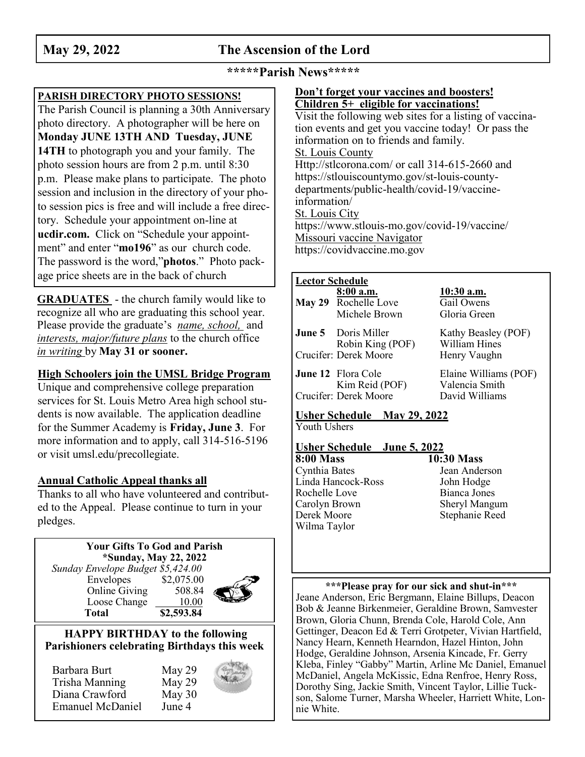# May 29, 2022 — The Ascension of the Lord

## \*\*\*\*\*Parish News\*\*\*\*\*

### PARISH DIRECTORY PHOTO SESSIONS!

The Parish Council is planning a 30th Anniversary photo directory. A photographer will be here on **Monday JUNE 13TH AND Tuesday, JUNE 14TH** to photograph you and your family. The photo session hours are from 2 p.m. until 8:30 p.m. Please make plans to participate. The photo session and inclusion in the directory of your photo session pics is free and will include a free directory. Schedule your appointment on-line at **ucdir.com.** Click on "Schedule your appointment" and enter "**mo196**" as our church code. The password is the word,"**photos**." Photo package price sheets are in the back of church

**GRADUATES** - the church family would like to recognize all who are graduating this school year. Please provide the graduate's *name, school,* and *interests, major/future plans* to the church office *in writing* by **May 31 or sooner.**

### High Schoolers join the UMSL Bridge Program

Unique and comprehensive college preparation services for St. Louis Metro Area high school students is now available. The application deadline for the Summer Academy is **Friday, June 3**. For more information and to apply, call 314-516-5196 or visit umsl.edu/precollegiate.

### Annual Catholic Appeal thanks all

Thanks to all who have volunteered and contributed to the Appeal. Please continue to turn in your pledges.

### Your Gifts To God and Parish
**\*Sunday, May 22, 2022**

*Sunday Envelope Budget $5,424.00*

| | |
|---|---|
| Envelopes | $2,075.00 |
| Online Giving | 508.84 |
| Loose Change | 10.00 |
| **Total** | **$2,593.84** |

### HAPPY BIRTHDAY to the following Parishioners celebrating Birthdays this week

| | |
|---|---|
| Barbara Burt | May 29 |
| Trisha Manning | May 29 |
| Diana Crawford | May 30 |
| Emanuel McDaniel | June 4 |

### Don't forget your vaccines and boosters! Children 5+ eligible for vaccinations!

Visit the following web sites for a listing of vaccination events and get you vaccine today! Or pass the information on to friends and family.

St. Louis County
Http://stlcorona.com/ or call 314-615-2660 and https://stlouiscountymo.gov/st-louis-county-departments/public-health/covid-19/vaccine-information/

St. Louis City
https://www.stlouis-mo.gov/covid-19/vaccine/

Missouri vaccine Navigator
https://covidvaccine.mo.gov

### Lector Schedule

| | 8:00 a.m. | 10:30 a.m. |
|---|---|---|
| May 29 | Rochelle Love | Gail Owens |
| | Michele Brown | Gloria Green |
| June 5 | Doris Miller | Kathy Beasley (POF) |
| | Robin King (POF) | William Hines |
| | Crucifer: Derek Moore | Henry Vaughn |
| June 12 | Flora Cole | Elaine Williams (POF) |
| | Kim Reid (POF) | Valencia Smith |
| | Crucifer: Derek Moore | David Williams |

### Usher Schedule May 29, 2022

Youth Ushers

### Usher Schedule June 5, 2022

| 8:00 Mass | 10:30 Mass |
|---|---|
| Cynthia Bates | Jean Anderson |
| Linda Hancock-Ross | John Hodge |
| Rochelle Love | Bianca Jones |
| Carolyn Brown | Sheryl Mangum |
| Derek Moore | Stephanie Reed |
| Wilma Taylor | |

### \*\*\*Please pray for our sick and shut-in\*\*\*

Jeane Anderson, Eric Bergmann, Elaine Billups, Deacon Bob & Jeanne Birkenmeier, Geraldine Brown, Samvester Brown, Gloria Chunn, Brenda Cole, Harold Cole, Ann Gettinger, Deacon Ed & Terri Grotpeter, Vivian Hartfield, Nancy Hearn, Kenneth Hearndon, Hazel Hinton, John Hodge, Geraldine Johnson, Arsenia Kincade, Fr. Gerry Kleba, Finley "Gabby" Martin, Arline Mc Daniel, Emanuel McDaniel, Angela McKissic, Edna Renfroe, Henry Ross, Dorothy Sing, Jackie Smith, Vincent Taylor, Lillie Tuckson, Salome Turner, Marsha Wheeler, Harriett White, Lonnie White.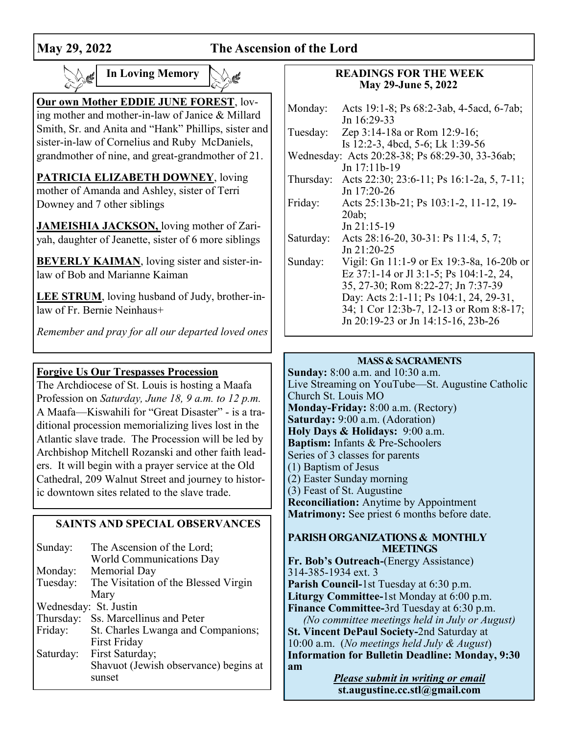**May 29, 2022** **The Ascension of the Lord**

## In Loving Memory

**Our own Mother EDDIE JUNE FOREST**, loving mother and mother-in-law of Janice & Millard Smith, Sr. and Anita and "Hank" Phillips, sister and sister-in-law of Cornelius and Ruby McDaniels, grandmother of nine, and great-grandmother of 21.

**PATRICIA ELIZABETH DOWNEY**, loving mother of Amanda and Ashley, sister of Terri Downey and 7 other siblings

**JAMEISHIA JACKSON,** loving mother of Zariyah, daughter of Jeanette, sister of 6 more siblings

**BEVERLY KAIMAN**, loving sister and sister-in-law of Bob and Marianne Kaiman

**LEE STRUM**, loving husband of Judy, brother-in-law of Fr. Bernie Neinhaus+

*Remember and pray for all our departed loved ones*

## Forgive Us Our Trespasses Procession

The Archdiocese of St. Louis is hosting a Maafa Profession on *Saturday, June 18, 9 a.m. to 12 p.m.* A Maafa—Kiswahili for "Great Disaster" - is a traditional procession memorializing lives lost in the Atlantic slave trade. The Procession will be led by Archbishop Mitchell Rozanski and other faith leaders. It will begin with a prayer service at the Old Cathedral, 209 Walnut Street and journey to historic downtown sites related to the slave trade.

## SAINTS AND SPECIAL OBSERVANCES

| | |
|---|---|
| Sunday: | The Ascension of the Lord; World Communications Day |
| Monday: | Memorial Day |
| Tuesday: | The Visitation of the Blessed Virgin Mary |
| Wednesday: | St. Justin |
| Thursday: | Ss. Marcellinus and Peter |
| Friday: | St. Charles Lwanga and Companions; First Friday |
| Saturday: | First Saturday; Shavuot (Jewish observance) begins at sunset |

## READINGS FOR THE WEEK
**May 29-June 5, 2022**

| | |
|---|---|
| Monday: | Acts 19:1-8; Ps 68:2-3ab, 4-5acd, 6-7ab; Jn 16:29-33 |
| Tuesday: | Zep 3:14-18a or Rom 12:9-16; Is 12:2-3, 4bcd, 5-6; Lk 1:39-56 |
| Wednesday: | Acts 20:28-38; Ps 68:29-30, 33-36ab; Jn 17:11b-19 |
| Thursday: | Acts 22:30; 23:6-11; Ps 16:1-2a, 5, 7-11; Jn 17:20-26 |
| Friday: | Acts 25:13b-21; Ps 103:1-2, 11-12, 19-20ab; Jn 21:15-19 |
| Saturday: | Acts 28:16-20, 30-31: Ps 11:4, 5, 7; Jn 21:20-25 |
| Sunday: | Vigil: Gn 11:1-9 or Ex 19:3-8a, 16-20b or Ez 37:1-14 or Jl 3:1-5; Ps 104:1-2, 24, 35, 27-30; Rom 8:22-27; Jn 7:37-39 Day: Acts 2:1-11; Ps 104:1, 24, 29-31, 34; 1 Cor 12:3b-7, 12-13 or Rom 8:8-17; Jn 20:19-23 or Jn 14:15-16, 23b-26 |

## MASS & SACRAMENTS

**Sunday:** 8:00 a.m. and 10:30 a.m.
Live Streaming on YouTube—St. Augustine Catholic Church St. Louis MO
**Monday-Friday:** 8:00 a.m. (Rectory)
**Saturday:** 9:00 a.m. (Adoration)
**Holy Days & Holidays:** 9:00 a.m.
**Baptism:** Infants & Pre-Schoolers
Series of 3 classes for parents
(1) Baptism of Jesus
(2) Easter Sunday morning
(3) Feast of St. Augustine
**Reconciliation:** Anytime by Appointment
**Matrimony:** See priest 6 months before date.

## PARISH ORGANIZATIONS & MONTHLY MEETINGS

**Fr. Bob's Outreach-**(Energy Assistance) 314-385-1934 ext. 3
**Parish Council-**1st Tuesday at 6:30 p.m.
**Liturgy Committee-**1st Monday at 6:00 p.m.
**Finance Committee-**3rd Tuesday at 6:30 p.m.
*(No committee meetings held in July or August)*
**St. Vincent DePaul Society-**2nd Saturday at 10:00 a.m. (*No meetings held July & August*)
**Information for Bulletin Deadline: Monday, 9:30 am**

***Please submit in writing or email***
**st.augustine.cc.stl@gmail.com**